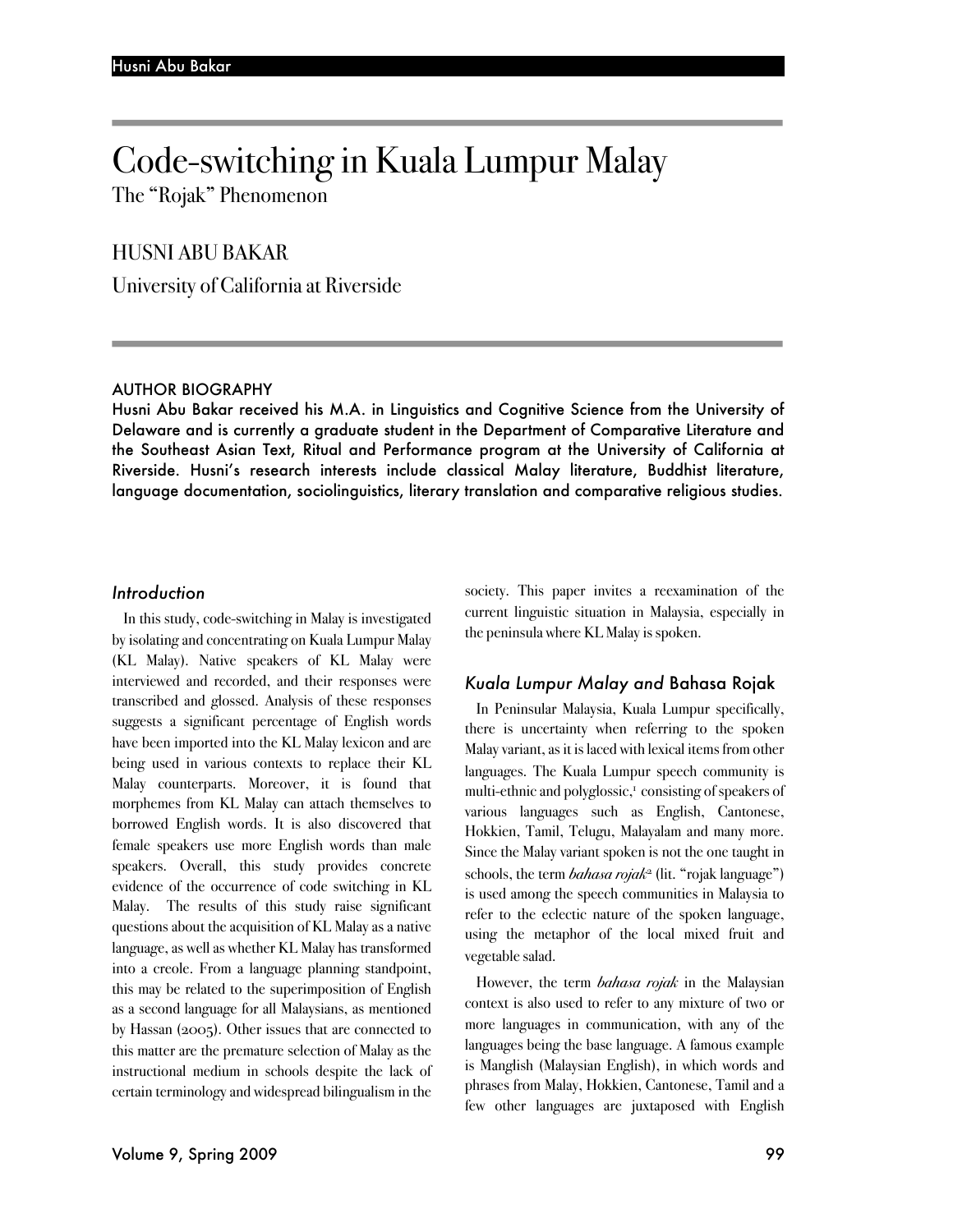# Code-switching in Kuala Lumpur Malay

The "Rojak" Phenomenon

HUSNI ABU BAKAR

University of California at Riverside

## AUTHOR BIOGRAPHY

**Husni Abu Bakar received his M.A. in Linguistics and Cognitive Science from the University of Delaware and is currently a graduate student in the Department of Comparative Literature and the Southeast Asian Text, Ritual and Performance program at the University of California at Riverside. Husni's research interests include classical Malay literature, Buddhist literature, language documentation, sociolinguistics, literary translation and comparative religious studies.**

### *Introduction*

In this study, code-switching in Malay is investigated by isolating and concentrating on Kuala Lumpur Malay (KL Malay). Native speakers of KL Malay were interviewed and recorded, and their responses were transcribed and glossed. Analysis of these responses suggests a significant percentage of English words have been imported into the KL Malay lexicon and are being used in various contexts to replace their KL Malay counterparts. Moreover, it is found that morphemes from KL Malay can attach themselves to borrowed English words. It is also discovered that female speakers use more English words than male speakers. Overall, this study provides concrete evidence of the occurrence of code switching in KL Malay. The results of this study raise significant questions about the acquisition of KL Malay as a native language, as well as whether KL Malay has transformed into a creole. From a language planning standpoint, this may be related to the superimposition of English as a second language for all Malaysians, as mentioned by Hassan (2005). Other issues that are connected to this matter are the premature selection of Malay as the instructional medium in schools despite the lack of certain terminology and widespread bilingualism in the society. This paper invites a reexamination of the current linguistic situation in Malaysia, especially in the peninsula where KL Malay is spoken.

### *Kuala Lumpur Malay and* Bahasa Rojak

In Peninsular Malaysia, Kuala Lumpur specifically, there is uncertainty when referring to the spoken Malay variant, as it is laced with lexical items from other languages. The Kuala Lumpur speech community is multi-ethnic and polyglossic,[1] consisting of speakers of various languages such as English, Cantonese, Hokkien, Tamil, Telugu, Malayalam and many more. Since the Malay variant spoken is not the one taught in schools, the term *bahasa rojak*[2] (lit. "rojak language") is used among the speech communities in Malaysia to refer to the eclectic nature of the spoken language, using the metaphor of the local mixed fruit and vegetable salad.

However, the term *bahasa rojak* in the Malaysian context is also used to refer to any mixture of two or more languages in communication, with any of the languages being the base language. A famous example is Manglish (Malaysian English), in which words and phrases from Malay, Hokkien, Cantonese, Tamil and a few other languages are juxtaposed with English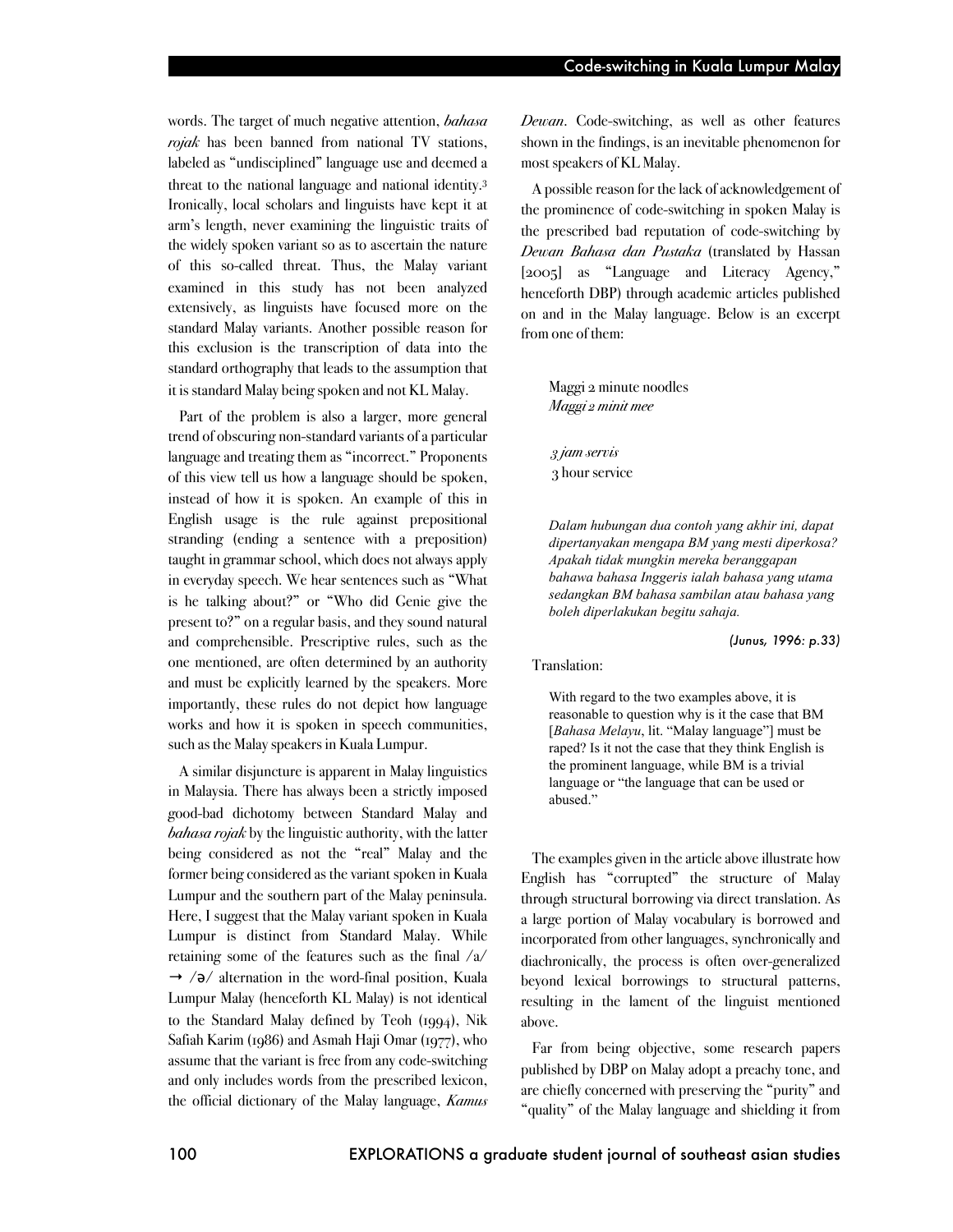words. The target of much negative attention, *bahasa rojak* has been banned from national TV stations, labeled as "undisciplined" language use and deemed a threat to the national language and national identity.[3] Ironically, local scholars and linguists have kept it at arm's length, never examining the linguistic traits of the widely spoken variant so as to ascertain the nature of this so-called threat. Thus, the Malay variant examined in this study has not been analyzed extensively, as linguists have focused more on the standard Malay variants. Another possible reason for this exclusion is the transcription of data into the standard orthography that leads to the assumption that it is standard Malay being spoken and not KL Malay.

Part of the problem is also a larger, more general trend of obscuring non-standard variants of a particular language and treating them as "incorrect." Proponents of this view tell us how a language should be spoken, instead of how it is spoken. An example of this in English usage is the rule against prepositional stranding (ending a sentence with a preposition) taught in grammar school, which does not always apply in everyday speech. We hear sentences such as "What is he talking about?" or "Who did Genie give the present to?" on a regular basis, and they sound natural and comprehensible. Prescriptive rules, such as the one mentioned, are often determined by an authority and must be explicitly learned by the speakers. More importantly, these rules do not depict how language works and how it is spoken in speech communities, such as the Malay speakers in Kuala Lumpur.

A similar disjuncture is apparent in Malay linguistics in Malaysia. There has always been a strictly imposed good-bad dichotomy between Standard Malay and *bahasa rojak* by the linguistic authority, with the latter being considered as not the "real" Malay and the former being considered as the variant spoken in Kuala Lumpur and the southern part of the Malay peninsula. Here, I suggest that the Malay variant spoken in Kuala Lumpur is distinct from Standard Malay. While retaining some of the features such as the final /a/ → /ə/ alternation in the word-final position, Kuala Lumpur Malay (henceforth KL Malay) is not identical to the Standard Malay defined by Teoh (1994), Nik Safiah Karim (1986) and Asmah Haji Omar (1977), who assume that the variant is free from any code-switching and only includes words from the prescribed lexicon, the official dictionary of the Malay language, *Kamus Dewan*. Code-switching, as well as other features shown in the findings, is an inevitable phenomenon for most speakers of KL Malay.

A possible reason for the lack of acknowledgement of the prominence of code-switching in spoken Malay is the prescribed bad reputation of code-switching by *Dewan Bahasa dan Pustaka* (translated by Hassan [2005] as "Language and Literacy Agency," henceforth DBP) through academic articles published on and in the Malay language. Below is an excerpt from one of them:

> Maggi 2 minute noodles
> *Maggi 2 minit mee*
>
> *3 jam servis*
> 3 hour service
>
> *Dalam hubungan dua contoh yang akhir ini, dapat dipertanyakan mengapa BM yang mesti diperkosa? Apakah tidak mungkin mereka beranggapan bahawa bahasa Inggeris ialah bahasa yang utama sedangkan BM bahasa sambilan atau bahasa yang boleh diperlakukan begitu sahaja.*
>
> *(Junus, 1996: p.33)*

Translation:

> With regard to the two examples above, it is reasonable to question why is it the case that BM [*Bahasa Melayu*, lit. "Malay language"] must be raped? Is it not the case that they think English is the prominent language, while BM is a trivial language or "the language that can be used or abused."

The examples given in the article above illustrate how English has "corrupted" the structure of Malay through structural borrowing via direct translation. As a large portion of Malay vocabulary is borrowed and incorporated from other languages, synchronically and diachronically, the process is often over-generalized beyond lexical borrowings to structural patterns, resulting in the lament of the linguist mentioned above.

Far from being objective, some research papers published by DBP on Malay adopt a preachy tone, and are chiefly concerned with preserving the "purity" and "quality" of the Malay language and shielding it from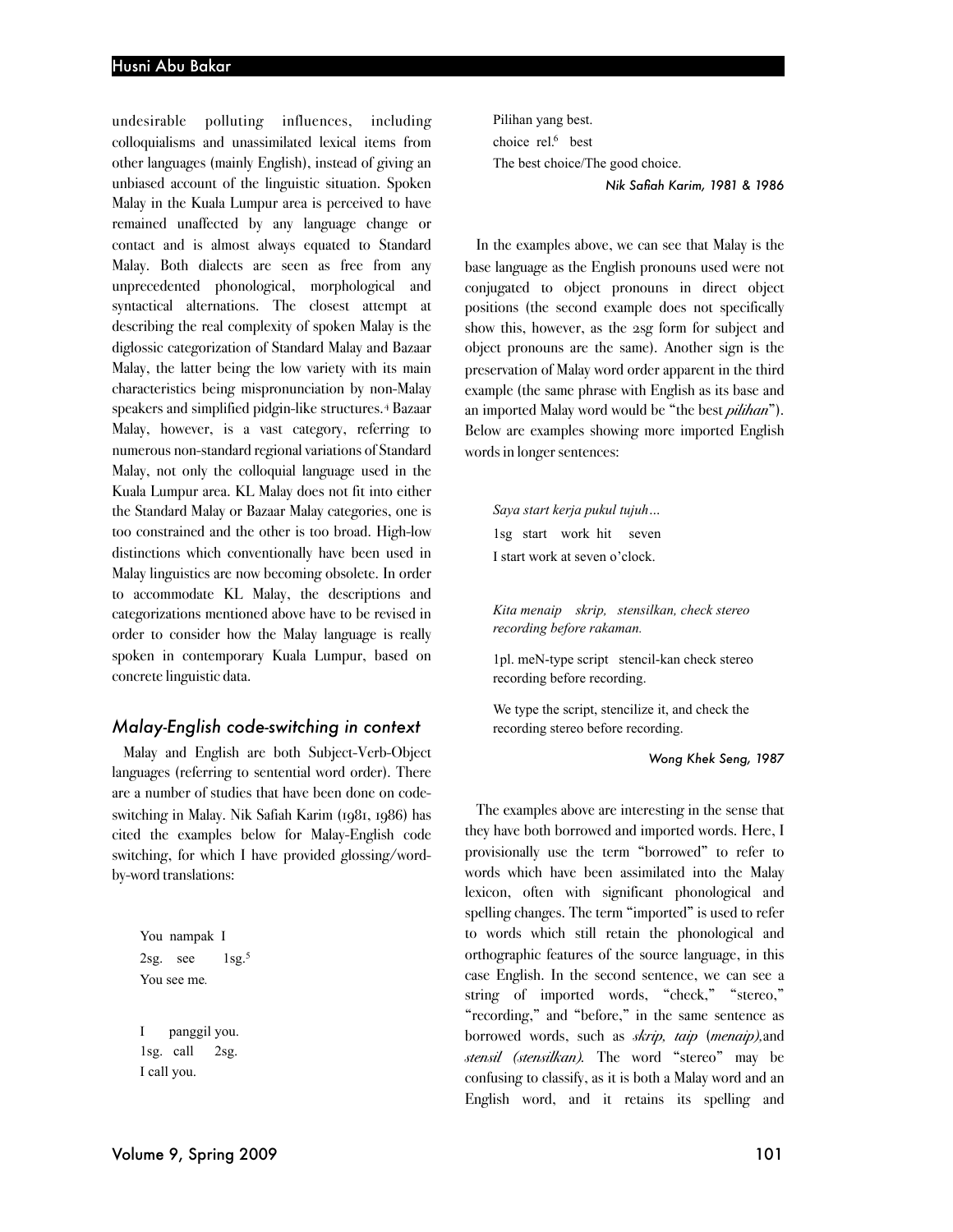undesirable polluting influences, including colloquialisms and unassimilated lexical items from other languages (mainly English), instead of giving an unbiased account of the linguistic situation. Spoken Malay in the Kuala Lumpur area is perceived to have remained unaffected by any language change or contact and is almost always equated to Standard Malay. Both dialects are seen as free from any unprecedented phonological, morphological and syntactical alternations. The closest attempt at describing the real complexity of spoken Malay is the diglossic categorization of Standard Malay and Bazaar Malay, the latter being the low variety with its main characteristics being mispronunciation by non-Malay speakers and simplified pidgin-like structures.[4] Bazaar Malay, however, is a vast category, referring to numerous non-standard regional variations of Standard Malay, not only the colloquial language used in the Kuala Lumpur area. KL Malay does not fit into either the Standard Malay or Bazaar Malay categories, one is too constrained and the other is too broad. High-low distinctions which conventionally have been used in Malay linguistics are now becoming obsolete. In order to accommodate KL Malay, the descriptions and categorizations mentioned above have to be revised in order to consider how the Malay language is really spoken in contemporary Kuala Lumpur, based on concrete linguistic data.

## *Malay-English code-switching in context*

Malay and English are both Subject-Verb-Object languages (referring to sentential word order). There are a number of studies that have been done on code-switching in Malay. Nik Safiah Karim (1981, 1986) has cited the examples below for Malay-English code switching, for which I have provided glossing/word-by-word translations:

> You nampak I
> 2sg. see 1sg.[5]
> You see me.

> I panggil you.
> 1sg. call 2sg.
> I call you.

> Pilihan yang best.
> choice rel.[6] best
> The best choice/The good choice.

*Nik Safiah Karim, 1981 & 1986*

In the examples above, we can see that Malay is the base language as the English pronouns used were not conjugated to object pronouns in direct object positions (the second example does not specifically show this, however, as the 2sg form for subject and object pronouns are the same). Another sign is the preservation of Malay word order apparent in the third example (the same phrase with English as its base and an imported Malay word would be "the best *pilihan*"). Below are examples showing more imported English words in longer sentences:

> *Saya start kerja pukul tujuh…*
> 1sg start work hit seven
> I start work at seven o'clock.

> *Kita menaip skrip, stensilkan, check stereo recording before rakaman.*
> 1pl. meN-type script stencil-kan check stereo recording before recording.
> We type the script, stencilize it, and check the recording stereo before recording.

*Wong Khek Seng, 1987*

The examples above are interesting in the sense that they have both borrowed and imported words. Here, I provisionally use the term "borrowed" to refer to words which have been assimilated into the Malay lexicon, often with significant phonological and spelling changes. The term "imported" is used to refer to words which still retain the phonological and orthographic features of the source language, in this case English. In the second sentence, we can see a string of imported words, "check," "stereo," "recording," and "before," in the same sentence as borrowed words, such as *skrip, taip* (*menaip),* and *stensil (stensilkan).* The word "stereo" may be confusing to classify, as it is both a Malay word and an English word, and it retains its spelling and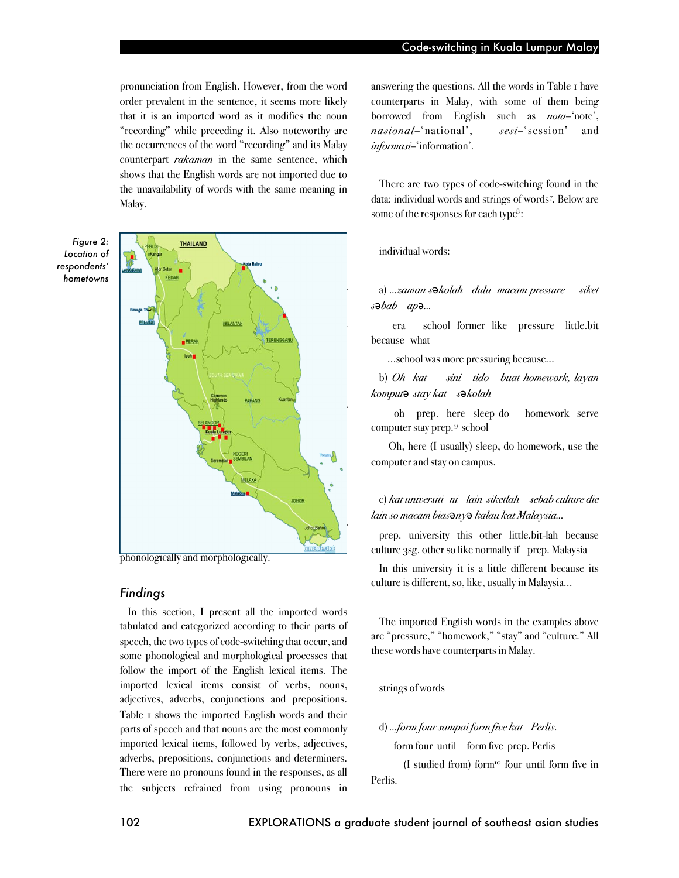pronunciation from English. However, from the word order prevalent in the sentence, it seems more likely that it is an imported word as it modifies the noun "recording" while preceding it. Also noteworthy are the occurrences of the word "recording" and its Malay counterpart *rakaman* in the same sentence, which shows that the English words are not imported due to the unavailability of words with the same meaning in Malay.

*Figure 2: Location of respondents' hometowns*

phonologically and morphologically.

## Findings

In this section, I present all the imported words tabulated and categorized according to their parts of speech, the two types of code-switching that occur, and some phonological and morphological processes that follow the import of the English lexical items. The imported lexical items consist of verbs, nouns, adjectives, adverbs, conjunctions and prepositions. Table 1 shows the imported English words and their parts of speech and that nouns are the most commonly imported lexical items, followed by verbs, adjectives, adverbs, prepositions, conjunctions and determiners. There were no pronouns found in the responses, as all the subjects refrained from using pronouns in answering the questions. All the words in Table 1 have counterparts in Malay, with some of them being borrowed from English such as *nota*–'note', *nasional*–'national', *sesi*–'session' and *informasi*–'information'.

There are two types of code-switching found in the data: individual words and strings of words[7]. Below are some of the responses for each type[8]:

individual words:

a) *...zaman səkolah dulu macam pressure siket səbab apə...*

era school former like pressure little.bit because what

...school was more pressuring because...

b) *Oh kat sini tido buat homework, layan komputə stay kat səkolah*

oh prep. here sleep do homework serve computer stay prep.[9] school

Oh, here (I usually) sleep, do homework, use the computer and stay on campus.

c) *kat universiti ni lain siketlah sebab culture die lain so macam biasənyə kalau kat Malaysia...*

prep. university this other little.bit-lah because culture 3sg. other so like normally if prep. Malaysia

In this university it is a little different because its culture is different, so, like, usually in Malaysia...

The imported English words in the examples above are "pressure," "homework," "stay" and "culture." All these words have counterparts in Malay.

strings of words

d) *...form four sampai form five kat Perlis.*

form four until form five prep. Perlis

(I studied from) form[10] four until form five in Perlis.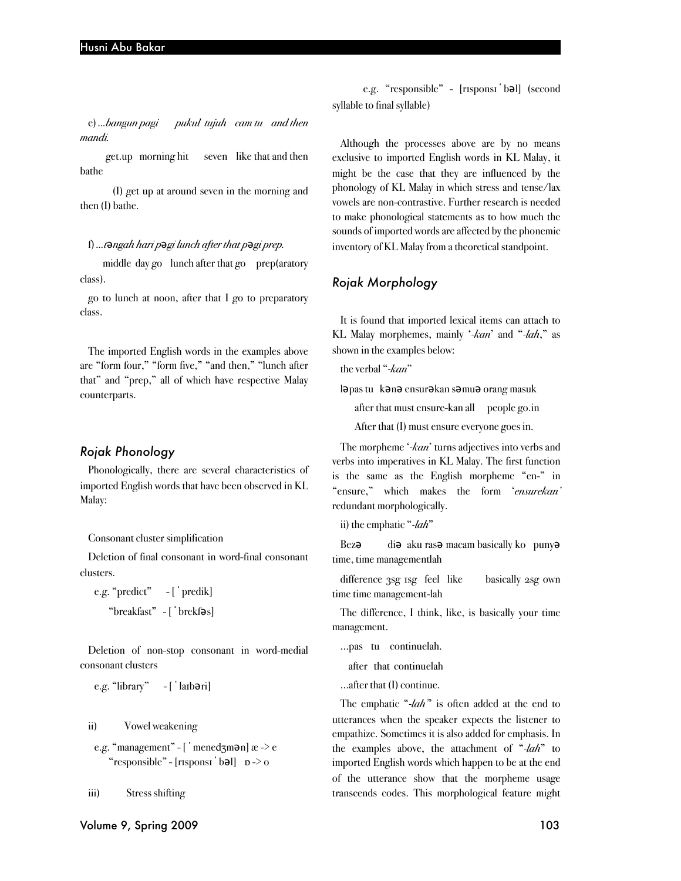e) ...*bangun pagi pukul tujuh cam tu and then mandi.*

get.up morning hit seven like that and then bathe

(I) get up at around seven in the morning and then (I) bathe.

f) ...*təngah hari pəgi lunch after that pəgi prep.*

middle day go lunch after that go prep(aratory class).

go to lunch at noon, after that I go to preparatory class.

The imported English words in the examples above are "form four," "form five," "and then," "lunch after that" and "prep," all of which have respective Malay counterparts.

## Rojak Phonology

Phonologically, there are several characteristics of imported English words that have been observed in KL Malay:

Consonant cluster simplification

Deletion of final consonant in word-final consonant clusters.

e.g. "predict" - [ˈpredik]

"breakfast" - [ˈbrekfəs]

Deletion of non-stop consonant in word-medial consonant clusters

e.g. "library" - [ˈlaɪbəri]

ii) Vowel weakening

e.g. "management" - [ˈmenedʒmən] æ -> e

"responsible" - [rɪsponsɪˈbəl] ɒ -> o

iii) Stress shifting

e.g. "responsible" - [rɪsponsɪˈbəl] (second syllable to final syllable)

Although the processes above are by no means exclusive to imported English words in KL Malay, it might be the case that they are influenced by the phonology of KL Malay in which stress and tense/lax vowels are non-contrastive. Further research is needed to make phonological statements as to how much the sounds of imported words are affected by the phonemic inventory of KL Malay from a theoretical standpoint.

## Rojak Morphology

It is found that imported lexical items can attach to KL Malay morphemes, mainly '*-kan*' and "*-lah*," as shown in the examples below:

the verbal "*-kan*"

ləpas tu kənə ensurəkan səmuə orang masuk

after that must ensure-kan all people go.in

After that (I) must ensure everyone goes in.

The morpheme '*-kan*' turns adjectives into verbs and verbs into imperatives in KL Malay. The first function is the same as the English morpheme "en-" in "ensure," which makes the form '*ensurekan*' redundant morphologically.

ii) the emphatic "*-lah*"

Bezə diə aku rasə macam basically ko punyə time, time managementlah

difference 3sg 1sg feel like basically 2sg own time time management-lah

The difference, I think, like, is basically your time management.

...pas tu continuelah.

after that continuelah

...after that (I) continue.

The emphatic "*-lah*" is often added at the end to utterances when the speaker expects the listener to empathize. Sometimes it is also added for emphasis. In the examples above, the attachment of "*-lah*" to imported English words which happen to be at the end of the utterance show that the morpheme usage transcends codes. This morphological feature might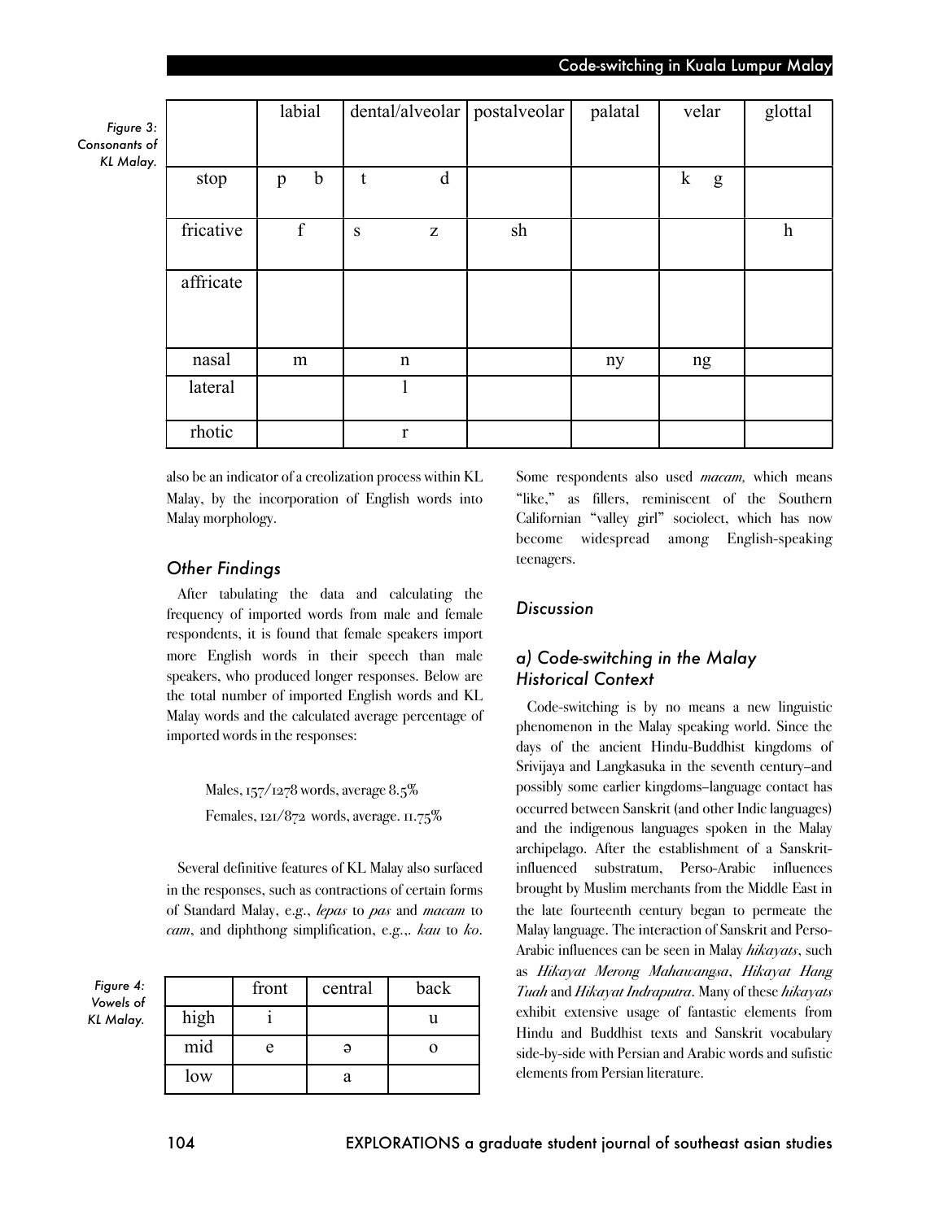Figure 3: Consonants of KL Malay.

| | labial | dental/alveolar | postalveolar | palatal | velar | glottal |
|---|---|---|---|---|---|---|
| stop | p b | t d | | | k g | |
| fricative | f | s z | sh | | | h |
| affricate | | | | | | |
| nasal | m | n | | ny | ng | |
| lateral | | l | | | | |
| rhotic | | r | | | | |

also be an indicator of a creolization process within KL Malay, by the incorporation of English words into Malay morphology.

### Other Findings

After tabulating the data and calculating the frequency of imported words from male and female respondents, it is found that female speakers import more English words in their speech than male speakers, who produced longer responses. Below are the total number of imported English words and KL Malay words and the calculated average percentage of imported words in the responses:

> Males, 157/1278 words, average 8.5%
>
> Females, 121/872 words, average. 11.75%

Several definitive features of KL Malay also surfaced in the responses, such as contractions of certain forms of Standard Malay, e.g., *lepas* to *pas* and *macam* to *cam*, and diphthong simplification, e.g.,. *kau* to *ko*.

Figure 4: Vowels of KL Malay.

| | front | central | back |
|---|---|---|---|
| high | i | | u |
| mid | e | ə | o |
| low | | a | |

Some respondents also used *macam,* which means "like," as fillers, reminiscent of the Southern Californian "valley girl" sociolect, which has now become widespread among English-speaking teenagers.

### Discussion

### a) Code-switching in the Malay Historical Context

Code-switching is by no means a new linguistic phenomenon in the Malay speaking world. Since the days of the ancient Hindu-Buddhist kingdoms of Srivijaya and Langkasuka in the seventh century–and possibly some earlier kingdoms–language contact has occurred between Sanskrit (and other Indic languages) and the indigenous languages spoken in the Malay archipelago. After the establishment of a Sanskrit-influenced substratum, Perso-Arabic influences brought by Muslim merchants from the Middle East in the late fourteenth century began to permeate the Malay language. The interaction of Sanskrit and Perso-Arabic influences can be seen in Malay *hikayats*, such as *Hikayat Merong Mahawangsa*, *Hikayat Hang Tuah* and *Hikayat Indraputra*. Many of these *hikayats* exhibit extensive usage of fantastic elements from Hindu and Buddhist texts and Sanskrit vocabulary side-by-side with Persian and Arabic words and sufistic elements from Persian literature.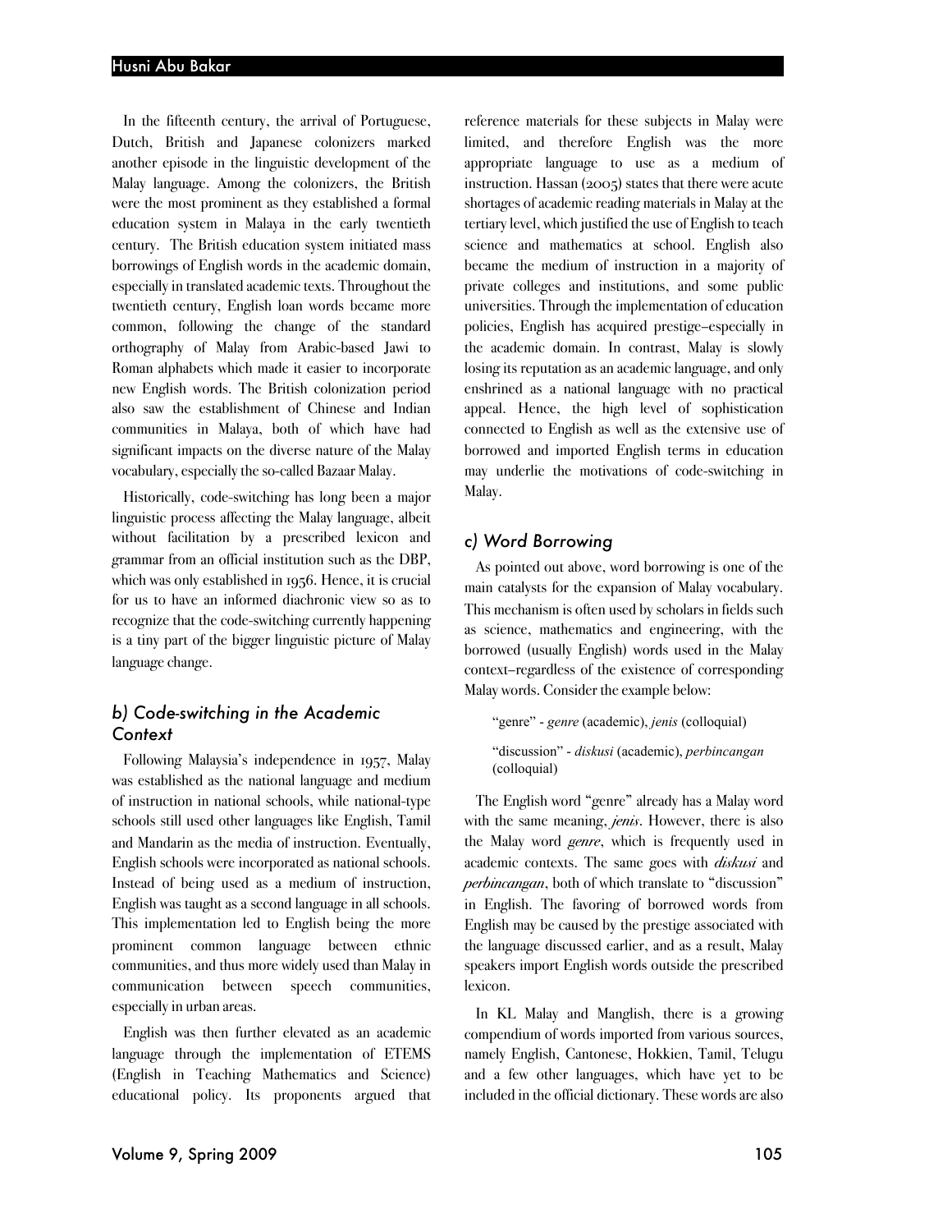In the fifteenth century, the arrival of Portuguese, Dutch, British and Japanese colonizers marked another episode in the linguistic development of the Malay language. Among the colonizers, the British were the most prominent as they established a formal education system in Malaya in the early twentieth century. The British education system initiated mass borrowings of English words in the academic domain, especially in translated academic texts. Throughout the twentieth century, English loan words became more common, following the change of the standard orthography of Malay from Arabic-based Jawi to Roman alphabets which made it easier to incorporate new English words. The British colonization period also saw the establishment of Chinese and Indian communities in Malaya, both of which have had significant impacts on the diverse nature of the Malay vocabulary, especially the so-called Bazaar Malay.

Historically, code-switching has long been a major linguistic process affecting the Malay language, albeit without facilitation by a prescribed lexicon and grammar from an official institution such as the DBP, which was only established in 1956. Hence, it is crucial for us to have an informed diachronic view so as to recognize that the code-switching currently happening is a tiny part of the bigger linguistic picture of Malay language change.

### b) Code-switching in the Academic Context

Following Malaysia's independence in 1957, Malay was established as the national language and medium of instruction in national schools, while national-type schools still used other languages like English, Tamil and Mandarin as the media of instruction. Eventually, English schools were incorporated as national schools. Instead of being used as a medium of instruction, English was taught as a second language in all schools. This implementation led to English being the more prominent common language between ethnic communities, and thus more widely used than Malay in communication between speech communities, especially in urban areas.

English was then further elevated as an academic language through the implementation of ETEMS (English in Teaching Mathematics and Science) educational policy. Its proponents argued that reference materials for these subjects in Malay were limited, and therefore English was the more appropriate language to use as a medium of instruction. Hassan (2005) states that there were acute shortages of academic reading materials in Malay at the tertiary level, which justified the use of English to teach science and mathematics at school. English also became the medium of instruction in a majority of private colleges and institutions, and some public universities. Through the implementation of education policies, English has acquired prestige–especially in the academic domain. In contrast, Malay is slowly losing its reputation as an academic language, and only enshrined as a national language with no practical appeal. Hence, the high level of sophistication connected to English as well as the extensive use of borrowed and imported English terms in education may underlie the motivations of code-switching in Malay.

### c) Word Borrowing

As pointed out above, word borrowing is one of the main catalysts for the expansion of Malay vocabulary. This mechanism is often used by scholars in fields such as science, mathematics and engineering, with the borrowed (usually English) words used in the Malay context–regardless of the existence of corresponding Malay words. Consider the example below:

> "genre" - *genre* (academic), *jenis* (colloquial)
>
> "discussion" - *diskusi* (academic), *perbincangan* (colloquial)

The English word "genre" already has a Malay word with the same meaning, *jenis*. However, there is also the Malay word *genre*, which is frequently used in academic contexts. The same goes with *diskusi* and *perbincangan*, both of which translate to "discussion" in English. The favoring of borrowed words from English may be caused by the prestige associated with the language discussed earlier, and as a result, Malay speakers import English words outside the prescribed lexicon.

In KL Malay and Manglish, there is a growing compendium of words imported from various sources, namely English, Cantonese, Hokkien, Tamil, Telugu and a few other languages, which have yet to be included in the official dictionary. These words are also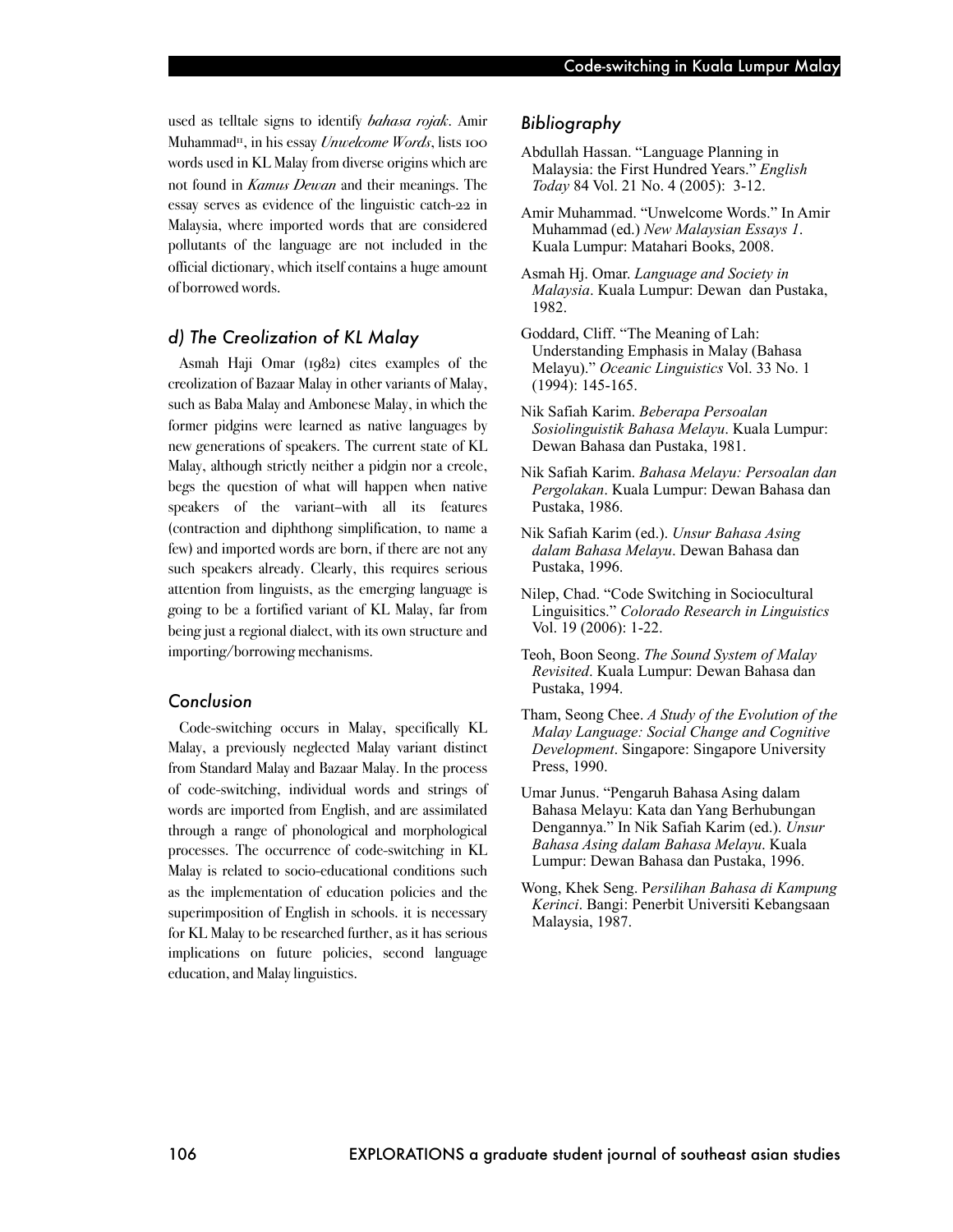used as telltale signs to identify *bahasa rojak*. Amir Muhammad[11], in his essay *Unwelcome Words*, lists 100 words used in KL Malay from diverse origins which are not found in *Kamus Dewan* and their meanings. The essay serves as evidence of the linguistic catch-22 in Malaysia, where imported words that are considered pollutants of the language are not included in the official dictionary, which itself contains a huge amount of borrowed words.

### *d) The Creolization of KL Malay*

Asmah Haji Omar (1982) cites examples of the creolization of Bazaar Malay in other variants of Malay, such as Baba Malay and Ambonese Malay, in which the former pidgins were learned as native languages by new generations of speakers. The current state of KL Malay, although strictly neither a pidgin nor a creole, begs the question of what will happen when native speakers of the variant–with all its features (contraction and diphthong simplification, to name a few) and imported words are born, if there are not any such speakers already. Clearly, this requires serious attention from linguists, as the emerging language is going to be a fortified variant of KL Malay, far from being just a regional dialect, with its own structure and importing/borrowing mechanisms.

## *Conclusion*

Code-switching occurs in Malay, specifically KL Malay, a previously neglected Malay variant distinct from Standard Malay and Bazaar Malay. In the process of code-switching, individual words and strings of words are imported from English, and are assimilated through a range of phonological and morphological processes. The occurrence of code-switching in KL Malay is related to socio-educational conditions such as the implementation of education policies and the superimposition of English in schools. it is necessary for KL Malay to be researched further, as it has serious implications on future policies, second language education, and Malay linguistics.

## *Bibliography*

Abdullah Hassan. "Language Planning in Malaysia: the First Hundred Years." *English Today* 84 Vol. 21 No. 4 (2005): 3-12.

Amir Muhammad. "Unwelcome Words." In Amir Muhammad (ed.) *New Malaysian Essays 1*. Kuala Lumpur: Matahari Books, 2008.

Asmah Hj. Omar. *Language and Society in Malaysia*. Kuala Lumpur: Dewan dan Pustaka, 1982.

Goddard, Cliff. "The Meaning of Lah: Understanding Emphasis in Malay (Bahasa Melayu)." *Oceanic Linguistics* Vol. 33 No. 1 (1994): 145-165.

Nik Safiah Karim. *Beberapa Persoalan Sosiolinguistik Bahasa Melayu*. Kuala Lumpur: Dewan Bahasa dan Pustaka, 1981.

Nik Safiah Karim. *Bahasa Melayu: Persoalan dan Pergolakan*. Kuala Lumpur: Dewan Bahasa dan Pustaka, 1986.

Nik Safiah Karim (ed.). *Unsur Bahasa Asing dalam Bahasa Melayu*. Dewan Bahasa dan Pustaka, 1996.

Nilep, Chad. "Code Switching in Sociocultural Linguisitics." *Colorado Research in Linguistics* Vol. 19 (2006): 1-22.

Teoh, Boon Seong. *The Sound System of Malay Revisited*. Kuala Lumpur: Dewan Bahasa dan Pustaka, 1994.

Tham, Seong Chee. *A Study of the Evolution of the Malay Language: Social Change and Cognitive Development*. Singapore: Singapore University Press, 1990.

Umar Junus. "Pengaruh Bahasa Asing dalam Bahasa Melayu: Kata dan Yang Berhubungan Dengannya." In Nik Safiah Karim (ed.). *Unsur Bahasa Asing dalam Bahasa Melayu*. Kuala Lumpur: Dewan Bahasa dan Pustaka, 1996.

Wong, Khek Seng. P*ersilihan Bahasa di Kampung Kerinci*. Bangi: Penerbit Universiti Kebangsaan Malaysia, 1987.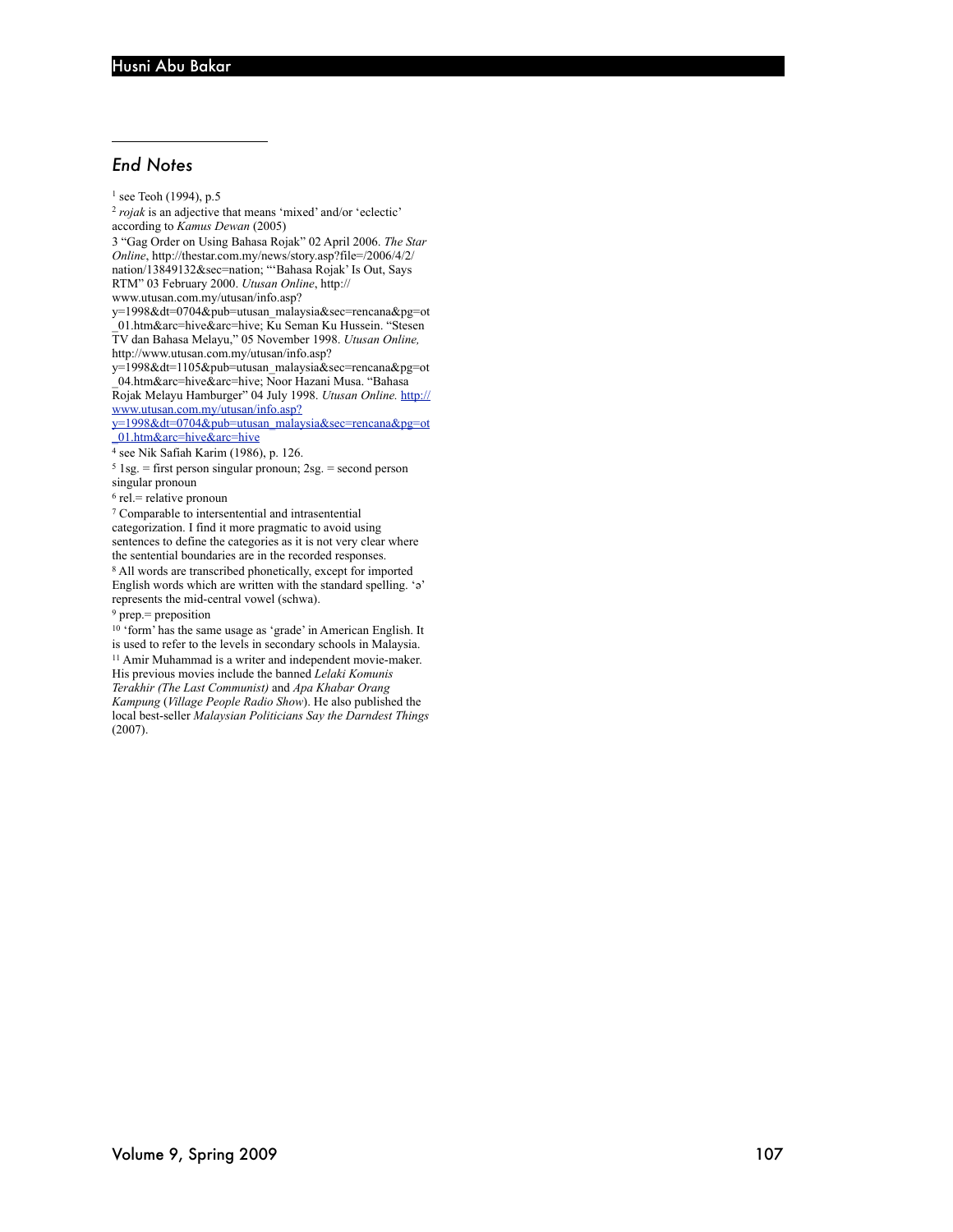## *End Notes*

[1] see Teoh (1994), p.5

[2] *rojak* is an adjective that means 'mixed' and/or 'eclectic' according to *Kamus Dewan* (2005)

3 "Gag Order on Using Bahasa Rojak" 02 April 2006. *The Star Online*, http://thestar.com.my/news/story.asp?file=/2006/4/2/nation/13849132&sec=nation; "'Bahasa Rojak' Is Out, Says RTM" 03 February 2000. *Utusan Online*, http://www.utusan.com.my/utusan/info.asp?y=1998&dt=0704&pub=utusan_malaysia&sec=rencana&pg=ot_01.htm&arc=hive&arc=hive; Ku Seman Ku Hussein. "Stesen TV dan Bahasa Melayu," 05 November 1998. *Utusan Online,* http://www.utusan.com.my/utusan/info.asp?y=1998&dt=1105&pub=utusan_malaysia&sec=rencana&pg=ot_04.htm&arc=hive&arc=hive; Noor Hazani Musa. "Bahasa Rojak Melayu Hamburger" 04 July 1998. *Utusan Online.* http://www.utusan.com.my/utusan/info.asp?y=1998&dt=0704&pub=utusan_malaysia&sec=rencana&pg=ot_01.htm&arc=hive&arc=hive

[4] see Nik Safiah Karim (1986), p. 126.

[5] 1sg. = first person singular pronoun; 2sg. = second person singular pronoun

[6] rel.= relative pronoun

[7] Comparable to intersentential and intrasentential categorization. I find it more pragmatic to avoid using sentences to define the categories as it is not very clear where the sentential boundaries are in the recorded responses.

[8] All words are transcribed phonetically, except for imported English words which are written with the standard spelling. 'ə' represents the mid-central vowel (schwa).

[9] prep.= preposition

[10] 'form' has the same usage as 'grade' in American English. It is used to refer to the levels in secondary schools in Malaysia.

[11] Amir Muhammad is a writer and independent movie-maker. His previous movies include the banned *Lelaki Komunis Terakhir (The Last Communist)* and *Apa Khabar Orang Kampung* (*Village People Radio Show*). He also published the local best-seller *Malaysian Politicians Say the Darndest Things* (2007).